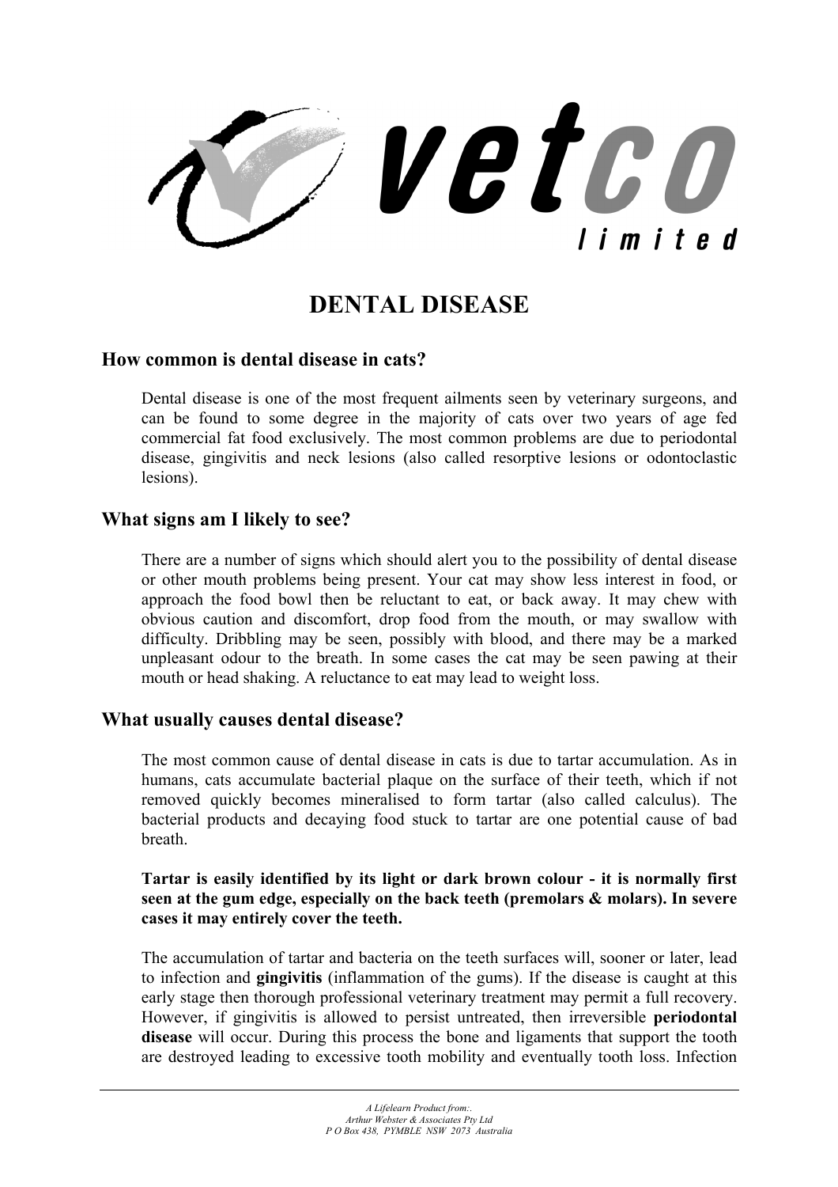vetco limited

# DENTAL DISEASE

## How common is dental disease in cats?

Dental disease is one of the most frequent ailments seen by veterinary surgeons, and can be found to some degree in the majority of cats over two years of age fed commercial fat food exclusively. The most common problems are due to periodontal disease, gingivitis and neck lesions (also called resorptive lesions or odontoclastic lesions).

## What signs am I likely to see?

There are a number of signs which should alert you to the possibility of dental disease or other mouth problems being present. Your cat may show less interest in food, or approach the food bowl then be reluctant to eat, or back away. It may chew with obvious caution and discomfort, drop food from the mouth, or may swallow with difficulty. Dribbling may be seen, possibly with blood, and there may be a marked unpleasant odour to the breath. In some cases the cat may be seen pawing at their mouth or head shaking. A reluctance to eat may lead to weight loss.

## What usually causes dental disease?

The most common cause of dental disease in cats is due to tartar accumulation. As in humans, cats accumulate bacterial plaque on the surface of their teeth, which if not removed quickly becomes mineralised to form tartar (also called calculus). The bacterial products and decaying food stuck to tartar are one potential cause of bad breath.

**Tartar is easily identified by its light or dark brown colour - it is normally first seen at the gum edge, especially on the back teeth (premolars & molars). In severe cases it may entirely cover the teeth.**

The accumulation of tartar and bacteria on the teeth surfaces will, sooner or later, lead to infection and **gingivitis** (inflammation of the gums). If the disease is caught at this early stage then thorough professional veterinary treatment may permit a full recovery. However, if gingivitis is allowed to persist untreated, then irreversible **periodontal disease** will occur. During this process the bone and ligaments that support the tooth are destroyed leading to excessive tooth mobility and eventually tooth loss. Infection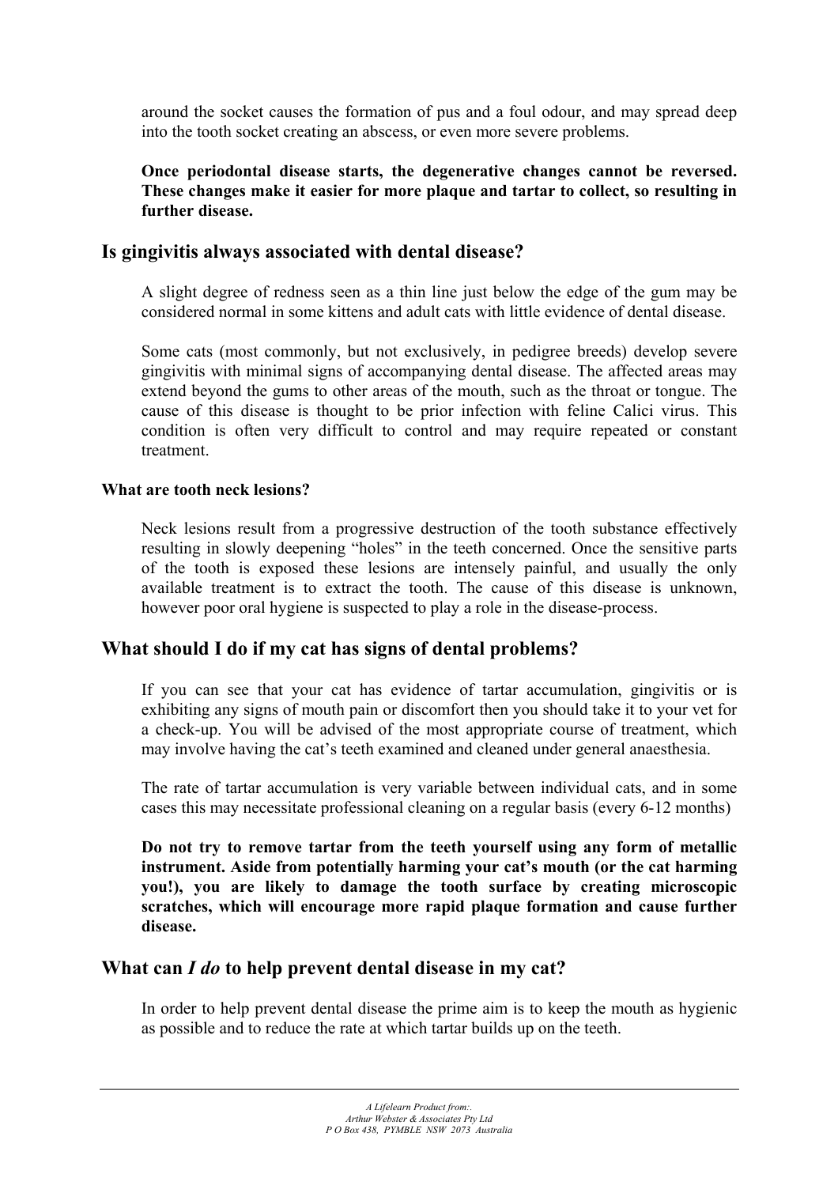around the socket causes the formation of pus and a foul odour, and may spread deep into the tooth socket creating an abscess, or even more severe problems.

**Once periodontal disease starts, the degenerative changes cannot be reversed. These changes make it easier for more plaque and tartar to collect, so resulting in further disease.**

## Is gingivitis always associated with dental disease?

A slight degree of redness seen as a thin line just below the edge of the gum may be considered normal in some kittens and adult cats with little evidence of dental disease.

Some cats (most commonly, but not exclusively, in pedigree breeds) develop severe gingivitis with minimal signs of accompanying dental disease. The affected areas may extend beyond the gums to other areas of the mouth, such as the throat or tongue. The cause of this disease is thought to be prior infection with feline Calici virus. This condition is often very difficult to control and may require repeated or constant treatment.

### What are tooth neck lesions?

Neck lesions result from a progressive destruction of the tooth substance effectively resulting in slowly deepening "holes" in the teeth concerned. Once the sensitive parts of the tooth is exposed these lesions are intensely painful, and usually the only available treatment is to extract the tooth. The cause of this disease is unknown, however poor oral hygiene is suspected to play a role in the disease-process.

## What should I do if my cat has signs of dental problems?

If you can see that your cat has evidence of tartar accumulation, gingivitis or is exhibiting any signs of mouth pain or discomfort then you should take it to your vet for a check-up. You will be advised of the most appropriate course of treatment, which may involve having the cat's teeth examined and cleaned under general anaesthesia.

The rate of tartar accumulation is very variable between individual cats, and in some cases this may necessitate professional cleaning on a regular basis (every 6-12 months)

**Do not try to remove tartar from the teeth yourself using any form of metallic instrument. Aside from potentially harming your cat's mouth (or the cat harming you!), you are likely to damage the tooth surface by creating microscopic scratches, which will encourage more rapid plaque formation and cause further disease.**

## What can *I do* to help prevent dental disease in my cat?

In order to help prevent dental disease the prime aim is to keep the mouth as hygienic as possible and to reduce the rate at which tartar builds up on the teeth.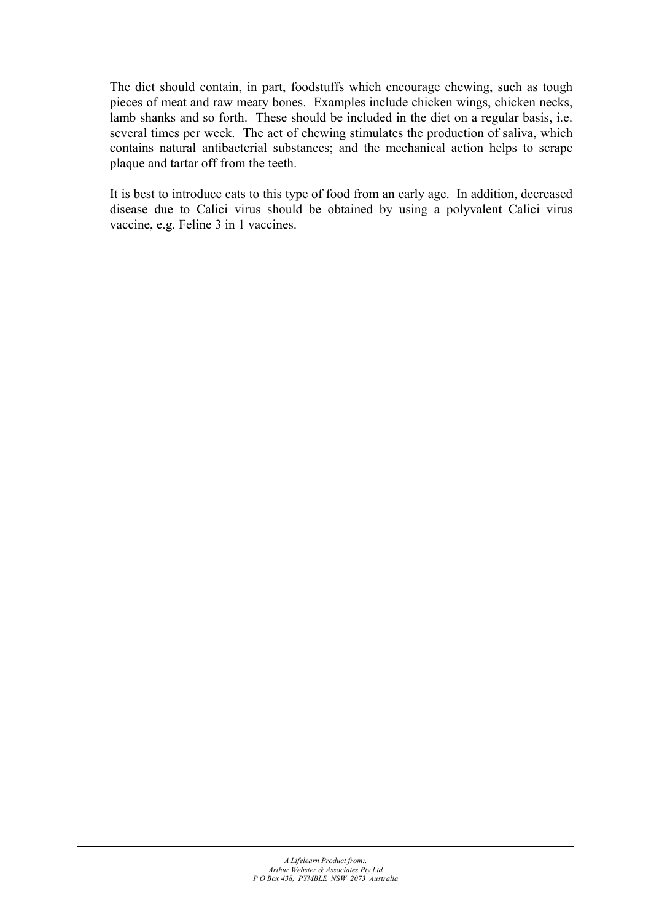The diet should contain, in part, foodstuffs which encourage chewing, such as tough pieces of meat and raw meaty bones. Examples include chicken wings, chicken necks, lamb shanks and so forth. These should be included in the diet on a regular basis, i.e. several times per week. The act of chewing stimulates the production of saliva, which contains natural antibacterial substances; and the mechanical action helps to scrape plaque and tartar off from the teeth.

It is best to introduce cats to this type of food from an early age. In addition, decreased disease due to Calici virus should be obtained by using a polyvalent Calici virus vaccine, e.g. Feline 3 in 1 vaccines.